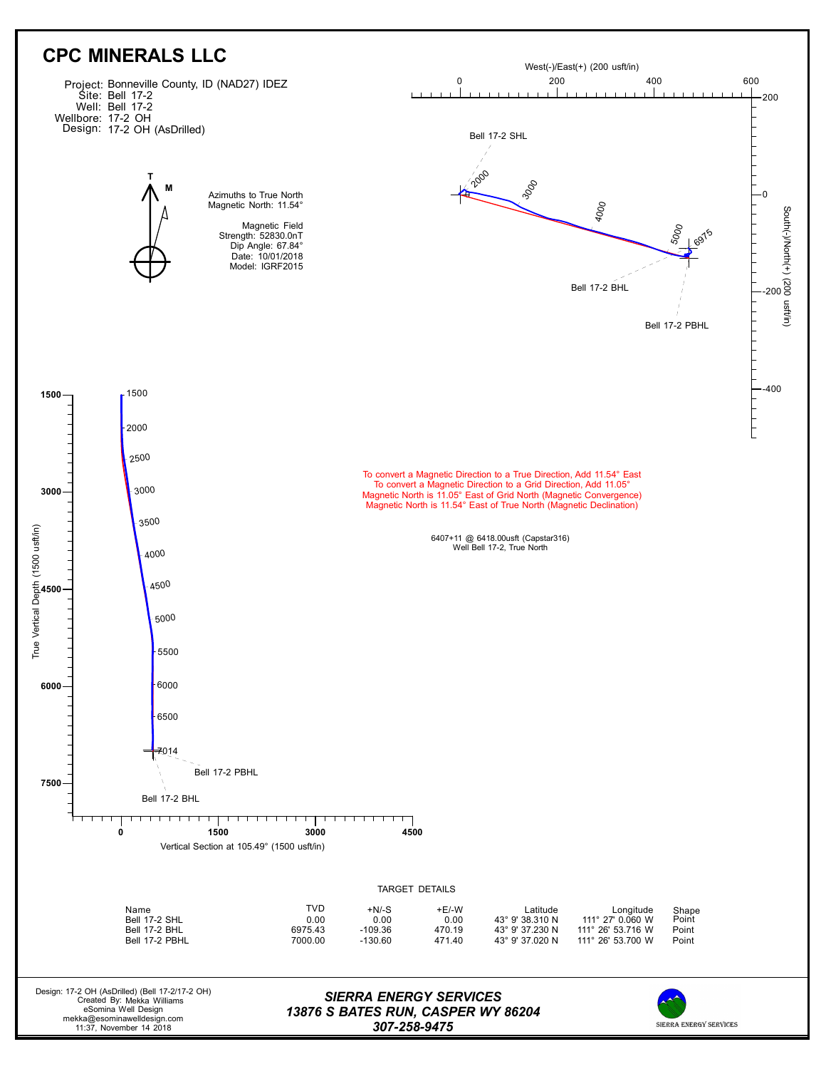# CPC MINERALS LLC

Project: Bonneville County, ID (NAD27) IDEZ
Site: Bell 17-2
Well: Bell 17-2
Wellbore: 17-2 OH
Design: 17-2 OH (AsDrilled)

Azimuths to True North
Magnetic North: 11.54°

Magnetic Field
Strength: 52830.0nT
Dip Angle: 67.84°
Date: 10/01/2018
Model: IGRF2015

West(-)/East(+) (200 usft/in)

South(-)/North(+) (200 usft/in)

Bell 17-2 SHL

Bell 17-2 BHL

Bell 17-2 PBHL

To convert a Magnetic Direction to a True Direction, Add 11.54° East
To convert a Magnetic Direction to a Grid Direction, Add 11.05°
Magnetic North is 11.05° East of Grid North (Magnetic Convergence)
Magnetic North is 11.54° East of True North (Magnetic Declination)

6407+11 @ 6418.00usft (Capstar316)
Well Bell 17-2, True North

True Vertical Depth (1500 usft/in)

Vertical Section at 105.49° (1500 usft/in)

TARGET DETAILS

| Name | TVD | +N/-S | +E/-W | Latitude | Longitude | Shape |
|---|---|---|---|---|---|---|
| Bell 17-2 SHL | 0.00 | 0.00 | 0.00 | 43° 9' 38.310 N | 111° 27' 0.060 W | Point |
| Bell 17-2 BHL | 6975.43 | -109.36 | 470.19 | 43° 9' 37.230 N | 111° 26' 53.716 W | Point |
| Bell 17-2 PBHL | 7000.00 | -130.60 | 471.40 | 43° 9' 37.020 N | 111° 26' 53.700 W | Point |

Design: 17-2 OH (AsDrilled) (Bell 17-2/17-2 OH)
Created By: Mekka Williams
eSomina Well Design
mekka@esominawelldesign.com
11:37, November 14 2018

***SIERRA ENERGY SERVICES***
***13876 S BATES RUN, CASPER WY 86204***
***307-258-9475***

SIERRA ENERGY SERVICES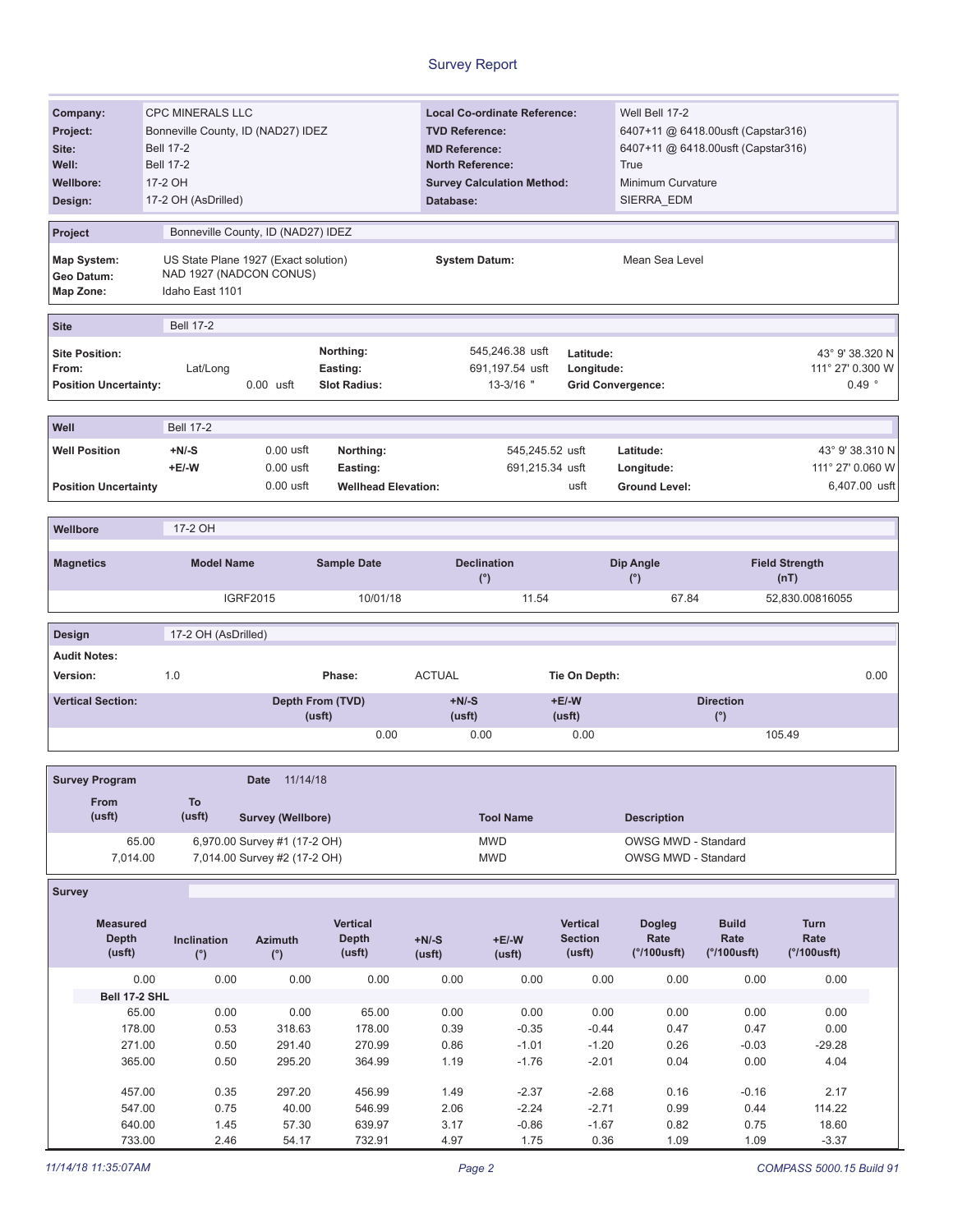# Survey Report

| | | | |
|---|---|---|---|
| **Company:** | CPC MINERALS LLC | **Local Co-ordinate Reference:** | Well Bell 17-2 |
| **Project:** | Bonneville County, ID (NAD27) IDEZ | **TVD Reference:** | 6407+11 @ 6418.00usft (Capstar316) |
| **Site:** | Bell 17-2 | **MD Reference:** | 6407+11 @ 6418.00usft (Capstar316) |
| **Well:** | Bell 17-2 | **North Reference:** | True |
| **Wellbore:** | 17-2 OH | **Survey Calculation Method:** | Minimum Curvature |
| **Design:** | 17-2 OH (AsDrilled) | **Database:** | SIERRA_EDM |

| **Project** | Bonneville County, ID (NAD27) IDEZ | | |
|---|---|---|---|
| **Map System:** | US State Plane 1927 (Exact solution) | **System Datum:** | Mean Sea Level |
| **Geo Datum:** | NAD 1927 (NADCON CONUS) | | |
| **Map Zone:** | Idaho East 1101 | | |

| **Site** | Bell 17-2 | | | | |
|---|---|---|---|---|---|
| **Site Position:** | | **Northing:** | 545,246.38 usft | **Latitude:** | 43° 9' 38.320 N |
| **From:** | Lat/Long | **Easting:** | 691,197.54 usft | **Longitude:** | 111° 27' 0.300 W |
| **Position Uncertainty:** | 0.00 usft | **Slot Radius:** | 13-3/16 " | **Grid Convergence:** | 0.49 ° |

| **Well** | Bell 17-2 | | | | | |
|---|---|---|---|---|---|---|
| **Well Position** | **+N/-S** | 0.00 usft | **Northing:** | 545,245.52 usft | **Latitude:** | 43° 9' 38.310 N |
| | **+E/-W** | 0.00 usft | **Easting:** | 691,215.34 usft | **Longitude:** | 111° 27' 0.060 W |
| **Position Uncertainty** | | 0.00 usft | **Wellhead Elevation:** | usft | **Ground Level:** | 6,407.00 usft |

| **Wellbore** | 17-2 OH | | | | |
|---|---|---|---|---|---|
| **Magnetics** | **Model Name** | **Sample Date** | **Declination (°)** | **Dip Angle (°)** | **Field Strength (nT)** |
| | IGRF2015 | 10/01/18 | 11.54 | 67.84 | 52,830.00816055 |

| **Design** | 17-2 OH (AsDrilled) | | | |
|---|---|---|---|---|
| **Audit Notes:** | | | | |
| **Version:** | 1.0 | **Phase:** ACTUAL | **Tie On Depth:** | 0.00 |
| **Vertical Section:** | **Depth From (TVD) (usft)** | **+N/-S (usft)** | **+E/-W (usft)** | **Direction (°)** |
| | 0.00 | 0.00 | 0.00 | 105.49 |

**Survey Program** Date 11/14/18

| From (usft) | To (usft) | Survey (Wellbore) | Tool Name | Description |
|---|---|---|---|---|
| 65.00 | 6,970.00 | Survey #1 (17-2 OH) | MWD | OWSG MWD - Standard |
| 7,014.00 | 7,014.00 | Survey #2 (17-2 OH) | MWD | OWSG MWD - Standard |

**Survey**

| Measured Depth (usft) | Inclination (°) | Azimuth (°) | Vertical Depth (usft) | +N/-S (usft) | +E/-W (usft) | Vertical Section (usft) | Dogleg Rate (°/100usft) | Build Rate (°/100usft) | Turn Rate (°/100usft) |
|---|---|---|---|---|---|---|---|---|---|
| 0.00 | 0.00 | 0.00 | 0.00 | 0.00 | 0.00 | 0.00 | 0.00 | 0.00 | 0.00 |
| **Bell 17-2 SHL** | | | | | | | | | |
| 65.00 | 0.00 | 0.00 | 65.00 | 0.00 | 0.00 | 0.00 | 0.00 | 0.00 | 0.00 |
| 178.00 | 0.53 | 318.63 | 178.00 | 0.39 | -0.35 | -0.44 | 0.47 | 0.47 | 0.00 |
| 271.00 | 0.50 | 291.40 | 270.99 | 0.86 | -1.01 | -1.20 | 0.26 | -0.03 | -29.28 |
| 365.00 | 0.50 | 295.20 | 364.99 | 1.19 | -1.76 | -2.01 | 0.04 | 0.00 | 4.04 |
| 457.00 | 0.35 | 297.20 | 456.99 | 1.49 | -2.37 | -2.68 | 0.16 | -0.16 | 2.17 |
| 547.00 | 0.75 | 40.00 | 546.99 | 2.06 | -2.24 | -2.71 | 0.99 | 0.44 | 114.22 |
| 640.00 | 1.45 | 57.30 | 639.97 | 3.17 | -0.86 | -1.67 | 0.82 | 0.75 | 18.60 |
| 733.00 | 2.46 | 54.17 | 732.91 | 4.97 | 1.75 | 0.36 | 1.09 | 1.09 | -3.37 |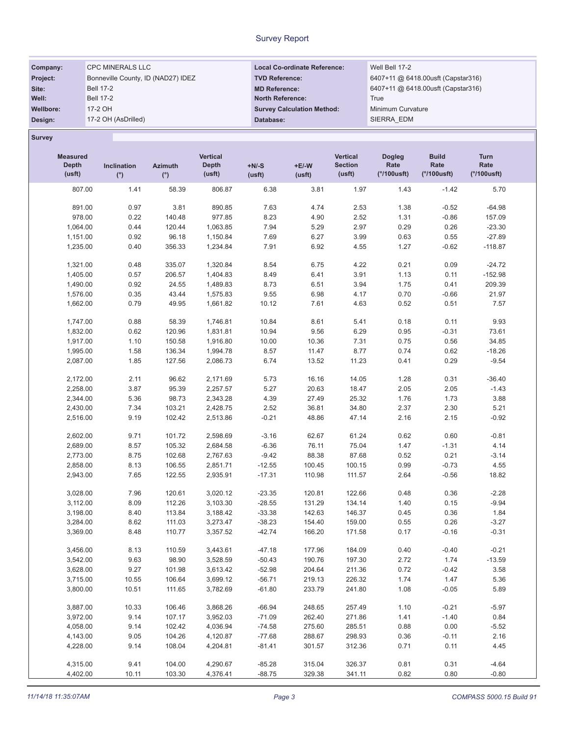# Survey Report

| | | | |
|---|---|---|---|
| **Company:** | CPC MINERALS LLC | **Local Co-ordinate Reference:** | Well Bell 17-2 |
| **Project:** | Bonneville County, ID (NAD27) IDEZ | **TVD Reference:** | 6407+11 @ 6418.00usft (Capstar316) |
| **Site:** | Bell 17-2 | **MD Reference:** | 6407+11 @ 6418.00usft (Capstar316) |
| **Well:** | Bell 17-2 | **North Reference:** | True |
| **Wellbore:** | 17-2 OH | **Survey Calculation Method:** | Minimum Curvature |
| **Design:** | 17-2 OH (AsDrilled) | **Database:** | SIERRA_EDM |

**Survey**

| Measured Depth (usft) | Inclination (°) | Azimuth (°) | Vertical Depth (usft) | +N/-S (usft) | +E/-W (usft) | Vertical Section (usft) | Dogleg Rate (°/100usft) | Build Rate (°/100usft) | Turn Rate (°/100usft) |
|---|---|---|---|---|---|---|---|---|---|
| 807.00 | 1.41 | 58.39 | 806.87 | 6.38 | 3.81 | 1.97 | 1.43 | -1.42 | 5.70 |
| 891.00 | 0.97 | 3.81 | 890.85 | 7.63 | 4.74 | 2.53 | 1.38 | -0.52 | -64.98 |
| 978.00 | 0.22 | 140.48 | 977.85 | 8.23 | 4.90 | 2.52 | 1.31 | -0.86 | 157.09 |
| 1,064.00 | 0.44 | 120.44 | 1,063.85 | 7.94 | 5.29 | 2.97 | 0.29 | 0.26 | -23.30 |
| 1,151.00 | 0.92 | 96.18 | 1,150.84 | 7.69 | 6.27 | 3.99 | 0.63 | 0.55 | -27.89 |
| 1,235.00 | 0.40 | 356.33 | 1,234.84 | 7.91 | 6.92 | 4.55 | 1.27 | -0.62 | -118.87 |
| 1,321.00 | 0.48 | 335.07 | 1,320.84 | 8.54 | 6.75 | 4.22 | 0.21 | 0.09 | -24.72 |
| 1,405.00 | 0.57 | 206.57 | 1,404.83 | 8.49 | 6.41 | 3.91 | 1.13 | 0.11 | -152.98 |
| 1,490.00 | 0.92 | 24.55 | 1,489.83 | 8.73 | 6.51 | 3.94 | 1.75 | 0.41 | 209.39 |
| 1,576.00 | 0.35 | 43.44 | 1,575.83 | 9.55 | 6.98 | 4.17 | 0.70 | -0.66 | 21.97 |
| 1,662.00 | 0.79 | 49.95 | 1,661.82 | 10.12 | 7.61 | 4.63 | 0.52 | 0.51 | 7.57 |
| 1,747.00 | 0.88 | 58.39 | 1,746.81 | 10.84 | 8.61 | 5.41 | 0.18 | 0.11 | 9.93 |
| 1,832.00 | 0.62 | 120.96 | 1,831.81 | 10.94 | 9.56 | 6.29 | 0.95 | -0.31 | 73.61 |
| 1,917.00 | 1.10 | 150.58 | 1,916.80 | 10.00 | 10.36 | 7.31 | 0.75 | 0.56 | 34.85 |
| 1,995.00 | 1.58 | 136.34 | 1,994.78 | 8.57 | 11.47 | 8.77 | 0.74 | 0.62 | -18.26 |
| 2,087.00 | 1.85 | 127.56 | 2,086.73 | 6.74 | 13.52 | 11.23 | 0.41 | 0.29 | -9.54 |
| 2,172.00 | 2.11 | 96.62 | 2,171.69 | 5.73 | 16.16 | 14.05 | 1.28 | 0.31 | -36.40 |
| 2,258.00 | 3.87 | 95.39 | 2,257.57 | 5.27 | 20.63 | 18.47 | 2.05 | 2.05 | -1.43 |
| 2,344.00 | 5.36 | 98.73 | 2,343.28 | 4.39 | 27.49 | 25.32 | 1.76 | 1.73 | 3.88 |
| 2,430.00 | 7.34 | 103.21 | 2,428.75 | 2.52 | 36.81 | 34.80 | 2.37 | 2.30 | 5.21 |
| 2,516.00 | 9.19 | 102.42 | 2,513.86 | -0.21 | 48.86 | 47.14 | 2.16 | 2.15 | -0.92 |
| 2,602.00 | 9.71 | 101.72 | 2,598.69 | -3.16 | 62.67 | 61.24 | 0.62 | 0.60 | -0.81 |
| 2,689.00 | 8.57 | 105.32 | 2,684.58 | -6.36 | 76.11 | 75.04 | 1.47 | -1.31 | 4.14 |
| 2,773.00 | 8.75 | 102.68 | 2,767.63 | -9.42 | 88.38 | 87.68 | 0.52 | 0.21 | -3.14 |
| 2,858.00 | 8.13 | 106.55 | 2,851.71 | -12.55 | 100.45 | 100.15 | 0.99 | -0.73 | 4.55 |
| 2,943.00 | 7.65 | 122.55 | 2,935.91 | -17.31 | 110.98 | 111.57 | 2.64 | -0.56 | 18.82 |
| 3,028.00 | 7.96 | 120.61 | 3,020.12 | -23.35 | 120.81 | 122.66 | 0.48 | 0.36 | -2.28 |
| 3,112.00 | 8.09 | 112.26 | 3,103.30 | -28.55 | 131.29 | 134.14 | 1.40 | 0.15 | -9.94 |
| 3,198.00 | 8.40 | 113.84 | 3,188.42 | -33.38 | 142.63 | 146.37 | 0.45 | 0.36 | 1.84 |
| 3,284.00 | 8.62 | 111.03 | 3,273.47 | -38.23 | 154.40 | 159.00 | 0.55 | 0.26 | -3.27 |
| 3,369.00 | 8.48 | 110.77 | 3,357.52 | -42.74 | 166.20 | 171.58 | 0.17 | -0.16 | -0.31 |
| 3,456.00 | 8.13 | 110.59 | 3,443.61 | -47.18 | 177.96 | 184.09 | 0.40 | -0.40 | -0.21 |
| 3,542.00 | 9.63 | 98.90 | 3,528.59 | -50.43 | 190.76 | 197.30 | 2.72 | 1.74 | -13.59 |
| 3,628.00 | 9.27 | 101.98 | 3,613.42 | -52.98 | 204.64 | 211.36 | 0.72 | -0.42 | 3.58 |
| 3,715.00 | 10.55 | 106.64 | 3,699.12 | -56.71 | 219.13 | 226.32 | 1.74 | 1.47 | 5.36 |
| 3,800.00 | 10.51 | 111.65 | 3,782.69 | -61.80 | 233.79 | 241.80 | 1.08 | -0.05 | 5.89 |
| 3,887.00 | 10.33 | 106.46 | 3,868.26 | -66.94 | 248.65 | 257.49 | 1.10 | -0.21 | -5.97 |
| 3,972.00 | 9.14 | 107.17 | 3,952.03 | -71.09 | 262.40 | 271.86 | 1.41 | -1.40 | 0.84 |
| 4,058.00 | 9.14 | 102.42 | 4,036.94 | -74.58 | 275.60 | 285.51 | 0.88 | 0.00 | -5.52 |
| 4,143.00 | 9.05 | 104.26 | 4,120.87 | -77.68 | 288.67 | 298.93 | 0.36 | -0.11 | 2.16 |
| 4,228.00 | 9.14 | 108.04 | 4,204.81 | -81.41 | 301.57 | 312.36 | 0.71 | 0.11 | 4.45 |
| 4,315.00 | 9.41 | 104.00 | 4,290.67 | -85.28 | 315.04 | 326.37 | 0.81 | 0.31 | -4.64 |
| 4,402.00 | 10.11 | 103.30 | 4,376.41 | -88.75 | 329.38 | 341.11 | 0.82 | 0.80 | -0.80 |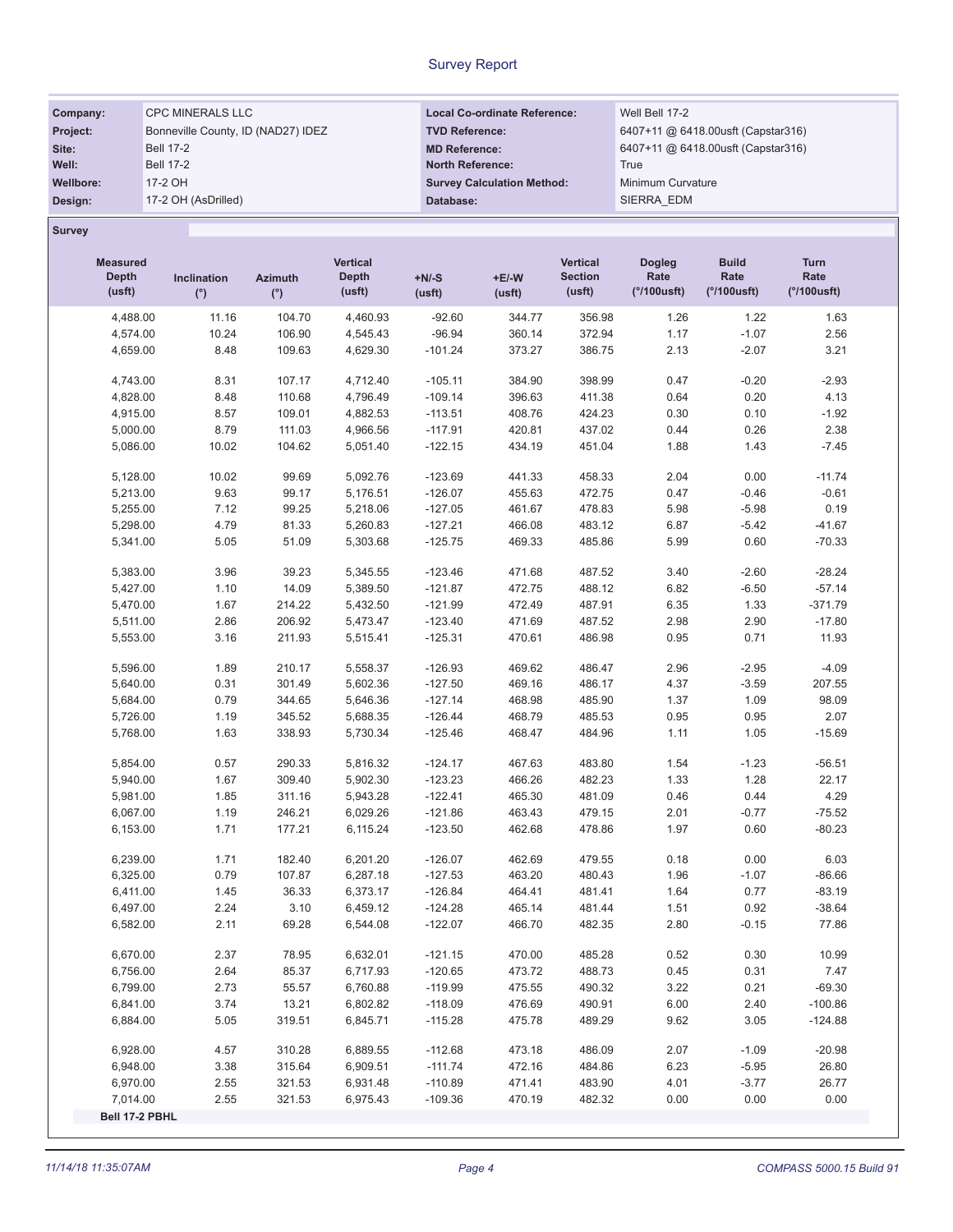# Survey Report

| Company: | CPC MINERALS LLC | Local Co-ordinate Reference: | Well Bell 17-2 |
|---|---|---|---|
| Project: | Bonneville County, ID (NAD27) IDEZ | TVD Reference: | 6407+11 @ 6418.00usft (Capstar316) |
| Site: | Bell 17-2 | MD Reference: | 6407+11 @ 6418.00usft (Capstar316) |
| Well: | Bell 17-2 | North Reference: | True |
| Wellbore: | 17-2 OH | Survey Calculation Method: | Minimum Curvature |
| Design: | 17-2 OH (AsDrilled) | Database: | SIERRA_EDM |

## Survey

| Measured Depth (usft) | Inclination (°) | Azimuth (°) | Vertical Depth (usft) | +N/-S (usft) | +E/-W (usft) | Vertical Section (usft) | Dogleg Rate (°/100usft) | Build Rate (°/100usft) | Turn Rate (°/100usft) |
|---|---|---|---|---|---|---|---|---|---|
| 4,488.00 | 11.16 | 104.70 | 4,460.93 | -92.60 | 344.77 | 356.98 | 1.26 | 1.22 | 1.63 |
| 4,574.00 | 10.24 | 106.90 | 4,545.43 | -96.94 | 360.14 | 372.94 | 1.17 | -1.07 | 2.56 |
| 4,659.00 | 8.48 | 109.63 | 4,629.30 | -101.24 | 373.27 | 386.75 | 2.13 | -2.07 | 3.21 |
| 4,743.00 | 8.31 | 107.17 | 4,712.40 | -105.11 | 384.90 | 398.99 | 0.47 | -0.20 | -2.93 |
| 4,828.00 | 8.48 | 110.68 | 4,796.49 | -109.14 | 396.63 | 411.38 | 0.64 | 0.20 | 4.13 |
| 4,915.00 | 8.57 | 109.01 | 4,882.53 | -113.51 | 408.76 | 424.23 | 0.30 | 0.10 | -1.92 |
| 5,000.00 | 8.79 | 111.03 | 4,966.56 | -117.91 | 420.81 | 437.02 | 0.44 | 0.26 | 2.38 |
| 5,086.00 | 10.02 | 104.62 | 5,051.40 | -122.15 | 434.19 | 451.04 | 1.88 | 1.43 | -7.45 |
| 5,128.00 | 10.02 | 99.69 | 5,092.76 | -123.69 | 441.33 | 458.33 | 2.04 | 0.00 | -11.74 |
| 5,213.00 | 9.63 | 99.17 | 5,176.51 | -126.07 | 455.63 | 472.75 | 0.47 | -0.46 | -0.61 |
| 5,255.00 | 7.12 | 99.25 | 5,218.06 | -127.05 | 461.67 | 478.83 | 5.98 | -5.98 | 0.19 |
| 5,298.00 | 4.79 | 81.33 | 5,260.83 | -127.21 | 466.08 | 483.12 | 6.87 | -5.42 | -41.67 |
| 5,341.00 | 5.05 | 51.09 | 5,303.68 | -125.75 | 469.33 | 485.86 | 5.99 | 0.60 | -70.33 |
| 5,383.00 | 3.96 | 39.23 | 5,345.55 | -123.46 | 471.68 | 487.52 | 3.40 | -2.60 | -28.24 |
| 5,427.00 | 1.10 | 14.09 | 5,389.50 | -121.87 | 472.75 | 488.12 | 6.82 | -6.50 | -57.14 |
| 5,470.00 | 1.67 | 214.22 | 5,432.50 | -121.99 | 472.49 | 487.91 | 6.35 | 1.33 | -371.79 |
| 5,511.00 | 2.86 | 206.92 | 5,473.47 | -123.40 | 471.69 | 487.52 | 2.98 | 2.90 | -17.80 |
| 5,553.00 | 3.16 | 211.93 | 5,515.41 | -125.31 | 470.61 | 486.98 | 0.95 | 0.71 | 11.93 |
| 5,596.00 | 1.89 | 210.17 | 5,558.37 | -126.93 | 469.62 | 486.47 | 2.96 | -2.95 | -4.09 |
| 5,640.00 | 0.31 | 301.49 | 5,602.36 | -127.50 | 469.16 | 486.17 | 4.37 | -3.59 | 207.55 |
| 5,684.00 | 0.79 | 344.65 | 5,646.36 | -127.14 | 468.98 | 485.90 | 1.37 | 1.09 | 98.09 |
| 5,726.00 | 1.19 | 345.52 | 5,688.35 | -126.44 | 468.79 | 485.53 | 0.95 | 0.95 | 2.07 |
| 5,768.00 | 1.63 | 338.93 | 5,730.34 | -125.46 | 468.47 | 484.96 | 1.11 | 1.05 | -15.69 |
| 5,854.00 | 0.57 | 290.33 | 5,816.32 | -124.17 | 467.63 | 483.80 | 1.54 | -1.23 | -56.51 |
| 5,940.00 | 1.67 | 309.40 | 5,902.30 | -123.23 | 466.26 | 482.23 | 1.33 | 1.28 | 22.17 |
| 5,981.00 | 1.85 | 311.16 | 5,943.28 | -122.41 | 465.30 | 481.09 | 0.46 | 0.44 | 4.29 |
| 6,067.00 | 1.19 | 246.21 | 6,029.26 | -121.86 | 463.43 | 479.15 | 2.01 | -0.77 | -75.52 |
| 6,153.00 | 1.71 | 177.21 | 6,115.24 | -123.50 | 462.68 | 478.86 | 1.97 | 0.60 | -80.23 |
| 6,239.00 | 1.71 | 182.40 | 6,201.20 | -126.07 | 462.69 | 479.55 | 0.18 | 0.00 | 6.03 |
| 6,325.00 | 0.79 | 107.87 | 6,287.18 | -127.53 | 463.20 | 480.43 | 1.96 | -1.07 | -86.66 |
| 6,411.00 | 1.45 | 36.33 | 6,373.17 | -126.84 | 464.41 | 481.41 | 1.64 | 0.77 | -83.19 |
| 6,497.00 | 2.24 | 3.10 | 6,459.12 | -124.28 | 465.14 | 481.44 | 1.51 | 0.92 | -38.64 |
| 6,582.00 | 2.11 | 69.28 | 6,544.08 | -122.07 | 466.70 | 482.35 | 2.80 | -0.15 | 77.86 |
| 6,670.00 | 2.37 | 78.95 | 6,632.01 | -121.15 | 470.00 | 485.28 | 0.52 | 0.30 | 10.99 |
| 6,756.00 | 2.64 | 85.37 | 6,717.93 | -120.65 | 473.72 | 488.73 | 0.45 | 0.31 | 7.47 |
| 6,799.00 | 2.73 | 55.57 | 6,760.88 | -119.99 | 475.55 | 490.32 | 3.22 | 0.21 | -69.30 |
| 6,841.00 | 3.74 | 13.21 | 6,802.82 | -118.09 | 476.69 | 490.91 | 6.00 | 2.40 | -100.86 |
| 6,884.00 | 5.05 | 319.51 | 6,845.71 | -115.28 | 475.78 | 489.29 | 9.62 | 3.05 | -124.88 |
| 6,928.00 | 4.57 | 310.28 | 6,889.55 | -112.68 | 473.18 | 486.09 | 2.07 | -1.09 | -20.98 |
| 6,948.00 | 3.38 | 315.64 | 6,909.51 | -111.74 | 472.16 | 484.86 | 6.23 | -5.95 | 26.80 |
| 6,970.00 | 2.55 | 321.53 | 6,931.48 | -110.89 | 471.41 | 483.90 | 4.01 | -3.77 | 26.77 |
| 7,014.00 | 2.55 | 321.53 | 6,975.43 | -109.36 | 470.19 | 482.32 | 0.00 | 0.00 | 0.00 |
| **Bell 17-2 PBHL** | | | | | | | | | |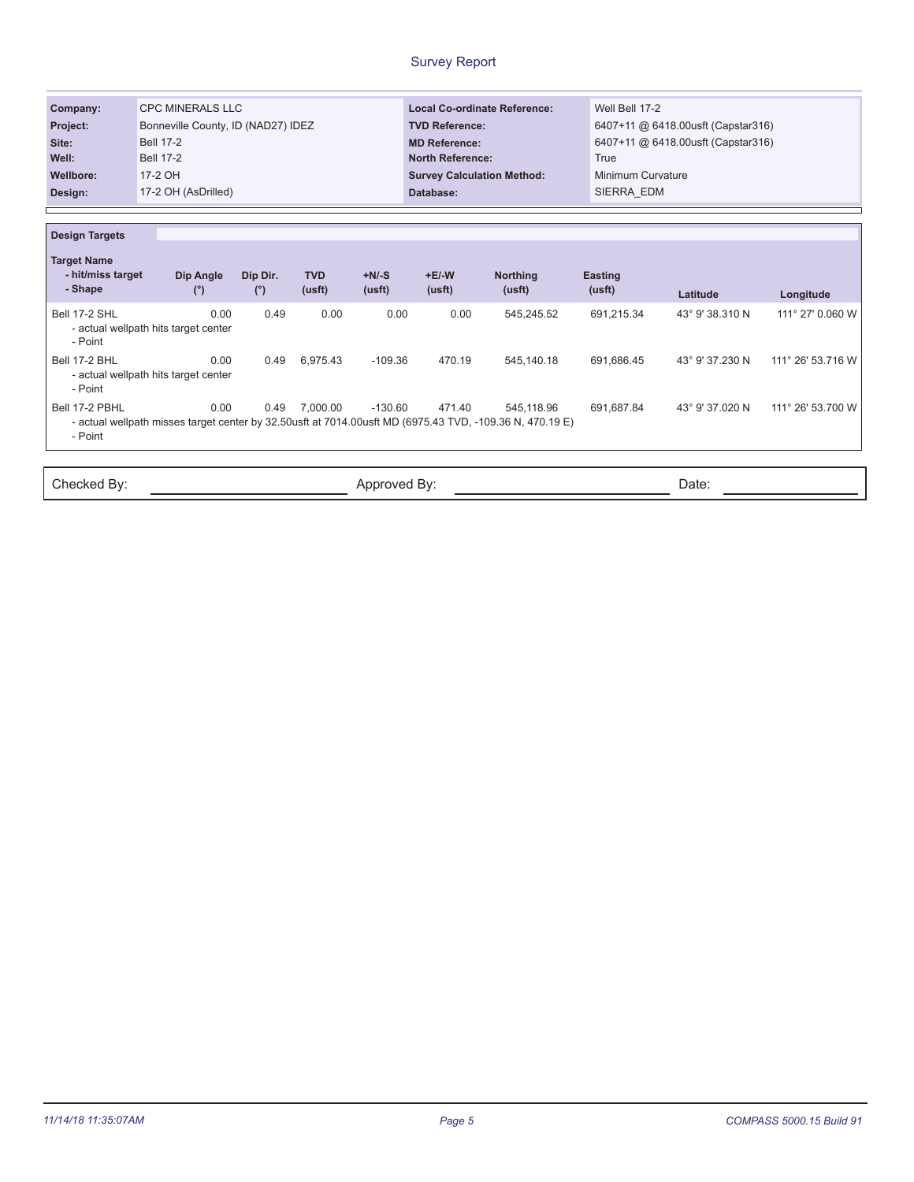# Survey Report

| | | | |
|---|---|---|---|
| **Company:** | CPC MINERALS LLC | **Local Co-ordinate Reference:** | Well Bell 17-2 |
| **Project:** | Bonneville County, ID (NAD27) IDEZ | **TVD Reference:** | 6407+11 @ 6418.00usft (Capstar316) |
| **Site:** | Bell 17-2 | **MD Reference:** | 6407+11 @ 6418.00usft (Capstar316) |
| **Well:** | Bell 17-2 | **North Reference:** | True |
| **Wellbore:** | 17-2 OH | **Survey Calculation Method:** | Minimum Curvature |
| **Design:** | 17-2 OH (AsDrilled) | **Database:** | SIERRA_EDM |

## Design Targets

| Target Name<br>- hit/miss target<br>- Shape | Dip Angle (°) | Dip Dir. (°) | TVD (usft) | +N/-S (usft) | +E/-W (usft) | Northing (usft) | Easting (usft) | Latitude | Longitude |
|---|---|---|---|---|---|---|---|---|---|
| Bell 17-2 SHL<br>- actual wellpath hits target center<br>- Point | 0.00 | 0.49 | 0.00 | 0.00 | 0.00 | 545,245.52 | 691,215.34 | 43° 9' 38.310 N | 111° 27' 0.060 W |
| Bell 17-2 BHL<br>- actual wellpath hits target center<br>- Point | 0.00 | 0.49 | 6,975.43 | -109.36 | 470.19 | 545,140.18 | 691,686.45 | 43° 9' 37.230 N | 111° 26' 53.716 W |
| Bell 17-2 PBHL<br>- actual wellpath misses target center by 32.50usft at 7014.00usft MD (6975.43 TVD, -109.36 N, 470.19 E)<br>- Point | 0.00 | 0.49 | 7,000.00 | -130.60 | 471.40 | 545,118.96 | 691,687.84 | 43° 9' 37.020 N | 111° 26' 53.700 W |

Checked By: ______________________ Approved By: ______________________ Date: ______________